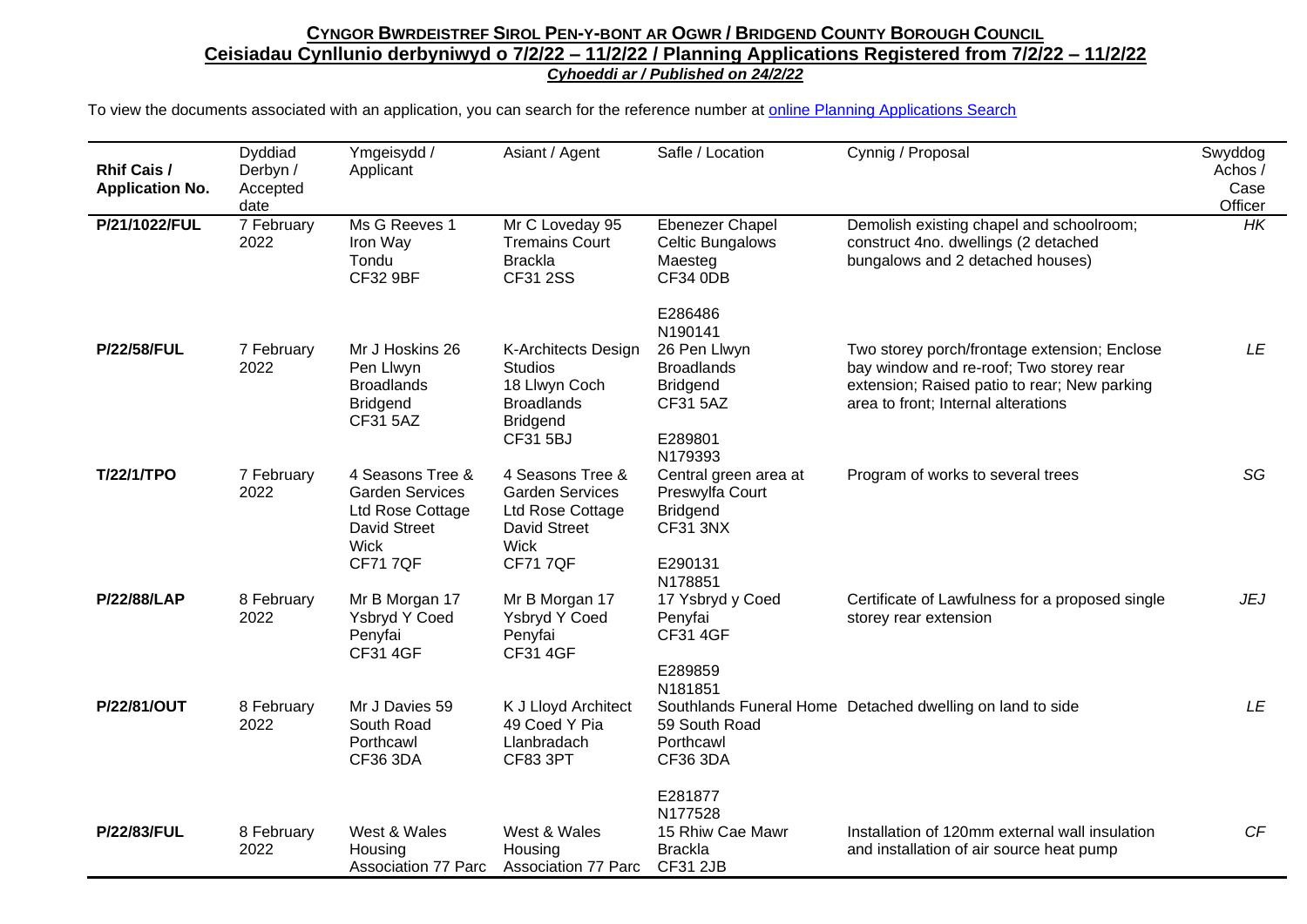# CYNGOR BWRDEISTREF SIROL PEN-Y-BONT AR OGWR / BRIDGEND COUNTY BOROUGH COUNCIL

## Ceisiadau Cynllunio derbyniwyd o 7/2/22 – 11/2/22 / Planning Applications Registered from 7/2/22 – 11/2/22

***Cyhoeddi ar / Published on 24/2/22***

To view the documents associated with an application, you can search for the reference number at [online Planning Applications Search]()

| Rhif Cais / Application No. | Dyddiad Derbyn / Accepted date | Ymgeisydd / Applicant | Asiant / Agent | Safle / Location | Cynnig / Proposal | Swyddog Achos / Case Officer |
|---|---|---|---|---|---|---|
| **P/21/1022/FUL** | 7 February 2022 | Ms G Reeves 1 Iron Way Tondu CF32 9BF | Mr C Loveday 95 Tremains Court Brackla CF31 2SS | Ebenezer Chapel Celtic Bungalows Maesteg CF34 0DB E286486 N190141 | Demolish existing chapel and schoolroom; construct 4no. dwellings (2 detached bungalows and 2 detached houses) | *HK* |
| **P/22/58/FUL** | 7 February 2022 | Mr J Hoskins 26 Pen Llwyn Broadlands Bridgend CF31 5AZ | K-Architects Design Studios 18 Llwyn Coch Broadlands Bridgend CF31 5BJ | 26 Pen Llwyn Broadlands Bridgend CF31 5AZ E289801 N179393 | Two storey porch/frontage extension; Enclose bay window and re-roof; Two storey rear extension; Raised patio to rear; New parking area to front; Internal alterations | *LE* |
| **T/22/1/TPO** | 7 February 2022 | 4 Seasons Tree & Garden Services Ltd Rose Cottage David Street Wick CF71 7QF | 4 Seasons Tree & Garden Services Ltd Rose Cottage David Street Wick CF71 7QF | Central green area at Preswylfa Court Bridgend CF31 3NX E290131 N178851 | Program of works to several trees | *SG* |
| **P/22/88/LAP** | 8 February 2022 | Mr B Morgan 17 Ysbryd Y Coed Penyfai CF31 4GF | Mr B Morgan 17 Ysbryd Y Coed Penyfai CF31 4GF | 17 Ysbryd y Coed Penyfai CF31 4GF E289859 N181851 | Certificate of Lawfulness for a proposed single storey rear extension | *JEJ* |
| **P/22/81/OUT** | 8 February 2022 | Mr J Davies 59 South Road Porthcawl CF36 3DA | K J Lloyd Architect 49 Coed Y Pia Llanbradach CF83 3PT | Southlands Funeral Home 59 South Road Porthcawl CF36 3DA E281877 N177528 | Detached dwelling on land to side | *LE* |
| **P/22/83/FUL** | 8 February 2022 | West & Wales Housing Association 77 Parc | West & Wales Housing Association 77 Parc | 15 Rhiw Cae Mawr Brackla CF31 2JB | Installation of 120mm external wall insulation and installation of air source heat pump | *CF* |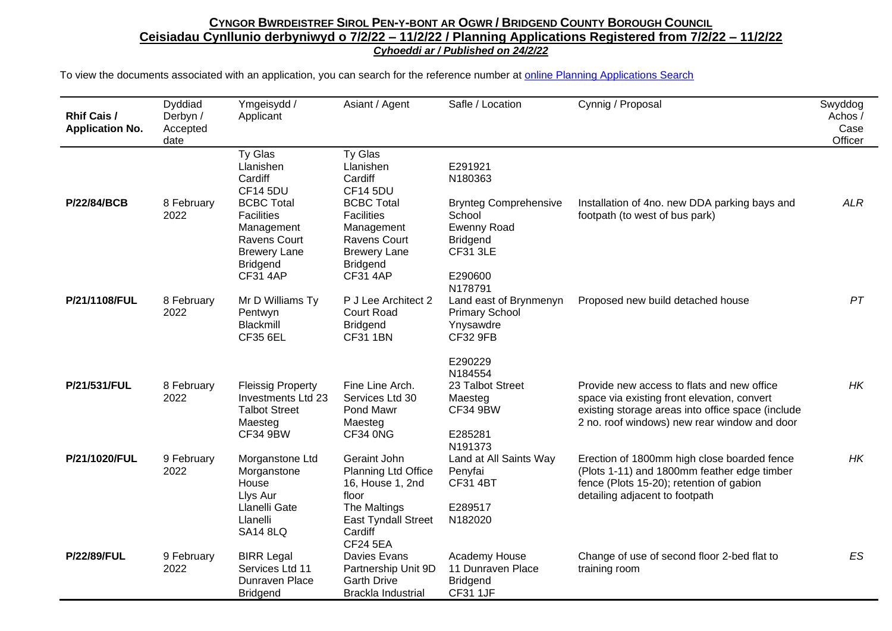# **CYNGOR BWRDEISTREF SIROL PEN-Y-BONT AR OGWR / BRIDGEND COUNTY BOROUGH COUNCIL**

## **Ceisiadau Cynllunio derbyniwyd o 7/2/22 – 11/2/22 / Planning Applications Registered from 7/2/22 – 11/2/22**

***Cyhoeddi ar / Published on 24/2/22***

To view the documents associated with an application, you can search for the reference number at online Planning Applications Search

| Rhif Cais / Application No. | Dyddiad Derbyn / Accepted date | Ymgeisydd / Applicant | Asiant / Agent | Safle / Location | Cynnig / Proposal | Swyddog Achos / Case Officer |
|---|---|---|---|---|---|---|
| | | Ty Glas Llanishen Cardiff CF14 5DU | Ty Glas Llanishen Cardiff CF14 5DU | E291921 N180363 | | |
| **P/22/84/BCB** | 8 February 2022 | BCBC Total Facilities Management Ravens Court Brewery Lane Bridgend CF31 4AP | BCBC Total Facilities Management Ravens Court Brewery Lane Bridgend CF31 4AP | Brynteg Comprehensive School Ewenny Road Bridgend CF31 3LE E290600 N178791 | Installation of 4no. new DDA parking bays and footpath (to west of bus park) | *ALR* |
| **P/21/1108/FUL** | 8 February 2022 | Mr D Williams Ty Pentwyn Blackmill CF35 6EL | P J Lee Architect 2 Court Road Bridgend CF31 1BN | Land east of Brynmenyn Primary School Ynysawdre CF32 9FB E290229 N184554 | Proposed new build detached house | *PT* |
| **P/21/531/FUL** | 8 February 2022 | Fleissig Property Investments Ltd 23 Talbot Street Maesteg CF34 9BW | Fine Line Arch. Services Ltd 30 Pond Mawr Maesteg CF34 0NG | 23 Talbot Street Maesteg CF34 9BW E285281 N191373 | Provide new access to flats and new office space via existing front elevation, convert existing storage areas into office space (include 2 no. roof windows) new rear window and door | *HK* |
| **P/21/1020/FUL** | 9 February 2022 | Morganstone Ltd Morganstone House Llys Aur Llanelli Gate Llanelli SA14 8LQ | Geraint John Planning Ltd Office 16, House 1, 2nd floor The Maltings East Tyndall Street Cardiff CF24 5EA | Land at All Saints Way Penyfai CF31 4BT E289517 N182020 | Erection of 1800mm high close boarded fence (Plots 1-11) and 1800mm feather edge timber fence (Plots 15-20); retention of gabion detailing adjacent to footpath | *HK* |
| **P/22/89/FUL** | 9 February 2022 | BIRR Legal Services Ltd 11 Dunraven Place Bridgend | Davies Evans Partnership Unit 9D Garth Drive Brackla Industrial | Academy House 11 Dunraven Place Bridgend CF31 1JF | Change of use of second floor 2-bed flat to training room | *ES* |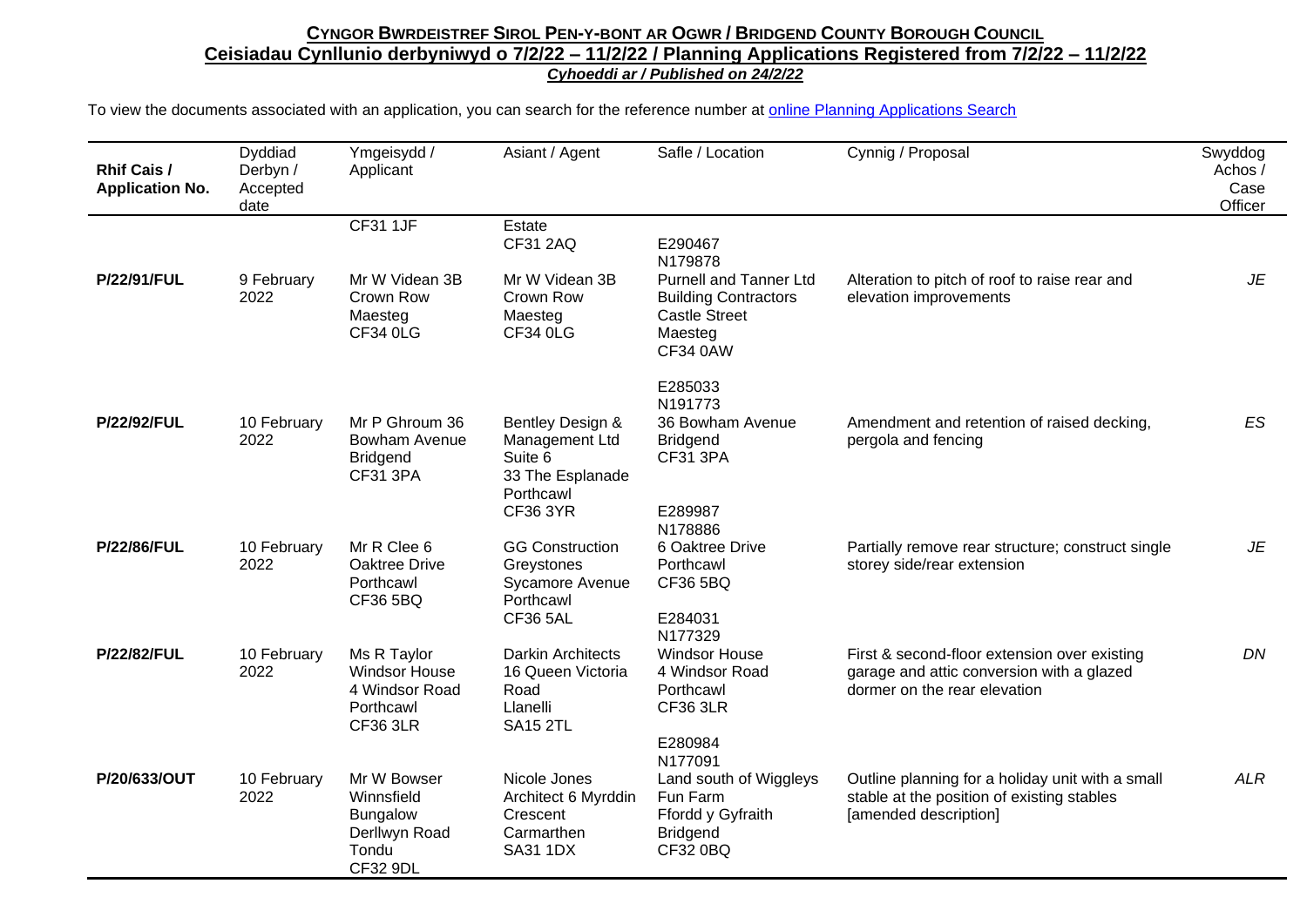**CYNGOR BWRDEISTREF SIROL PEN-Y-BONT AR OGWR / BRIDGEND COUNTY BOROUGH COUNCIL**
**Ceisiadau Cynllunio derbyniwyd o 7/2/22 – 11/2/22 / Planning Applications Registered from 7/2/22 – 11/2/22**
***Cyhoeddi ar / Published on 24/2/22***

To view the documents associated with an application, you can search for the reference number at online Planning Applications Search

| Rhif Cais / Application No. | Dyddiad Derbyn / Accepted date | Ymgeisydd / Applicant | Asiant / Agent | Safle / Location | Cynnig / Proposal | Swyddog Achos / Case Officer |
|---|---|---|---|---|---|---|
| | | CF31 1JF | Estate CF31 2AQ | E290467 N179878 | | |
| **P/22/91/FUL** | 9 February 2022 | Mr W Videan 3B Crown Row Maesteg CF34 0LG | Mr W Videan 3B Crown Row Maesteg CF34 0LG | Purnell and Tanner Ltd Building Contractors Castle Street Maesteg CF34 0AW E285033 N191773 | Alteration to pitch of roof to raise rear and elevation improvements | *JE* |
| **P/22/92/FUL** | 10 February 2022 | Mr P Ghroum 36 Bowham Avenue Bridgend CF31 3PA | Bentley Design & Management Ltd Suite 6 33 The Esplanade Porthcawl CF36 3YR | 36 Bowham Avenue Bridgend CF31 3PA E289987 N178886 | Amendment and retention of raised decking, pergola and fencing | *ES* |
| **P/22/86/FUL** | 10 February 2022 | Mr R Clee 6 Oaktree Drive Porthcawl CF36 5BQ | GG Construction Greystones Sycamore Avenue Porthcawl CF36 5AL | 6 Oaktree Drive Porthcawl CF36 5BQ E284031 N177329 | Partially remove rear structure; construct single storey side/rear extension | *JE* |
| **P/22/82/FUL** | 10 February 2022 | Ms R Taylor Windsor House 4 Windsor Road Porthcawl CF36 3LR | Darkin Architects 16 Queen Victoria Road Llanelli SA15 2TL | Windsor House 4 Windsor Road Porthcawl CF36 3LR E280984 N177091 | First & second-floor extension over existing garage and attic conversion with a glazed dormer on the rear elevation | *DN* |
| **P/20/633/OUT** | 10 February 2022 | Mr W Bowser Winnsfield Bungalow Derllwyn Road Tondu CF32 9DL | Nicole Jones Architect 6 Myrddin Crescent Carmarthen SA31 1DX | Land south of Wiggleys Fun Farm Ffordd y Gyfraith Bridgend CF32 0BQ | Outline planning for a holiday unit with a small stable at the position of existing stables [amended description] | *ALR* |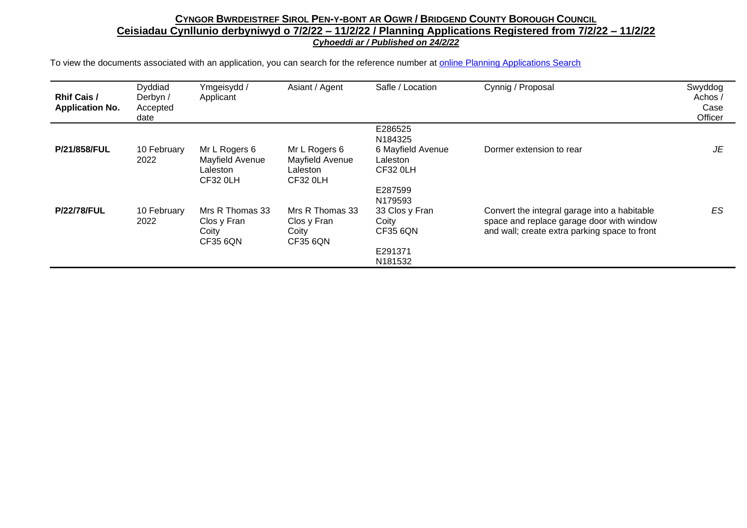## CYNGOR BWRDEISTREF SIROL PEN-Y-BONT AR OGWR / BRIDGEND COUNTY BOROUGH COUNCIL

**Ceisiadau Cynllunio derbyniwyd o 7/2/22 – 11/2/22 / Planning Applications Registered from 7/2/22 – 11/2/22**

***Cyhoeddi ar / Published on 24/2/22***

To view the documents associated with an application, you can search for the reference number at online Planning Applications Search

| Rhif Cais / Application No. | Dyddiad Derbyn / Accepted date | Ymgeisydd / Applicant | Asiant / Agent | Safle / Location | Cynnig / Proposal | Swyddog Achos / Case Officer |
|---|---|---|---|---|---|---|
| | | | | E286525 N184325 | | |
| **P/21/858/FUL** | 10 February 2022 | Mr L Rogers 6 Mayfield Avenue Laleston CF32 0LH | Mr L Rogers 6 Mayfield Avenue Laleston CF32 0LH | 6 Mayfield Avenue Laleston CF32 0LH E287599 N179593 | Dormer extension to rear | *JE* |
| **P/22/78/FUL** | 10 February 2022 | Mrs R Thomas 33 Clos y Fran Coity CF35 6QN | Mrs R Thomas 33 Clos y Fran Coity CF35 6QN | 33 Clos y Fran Coity CF35 6QN E291371 N181532 | Convert the integral garage into a habitable space and replace garage door with window and wall; create extra parking space to front | *ES* |